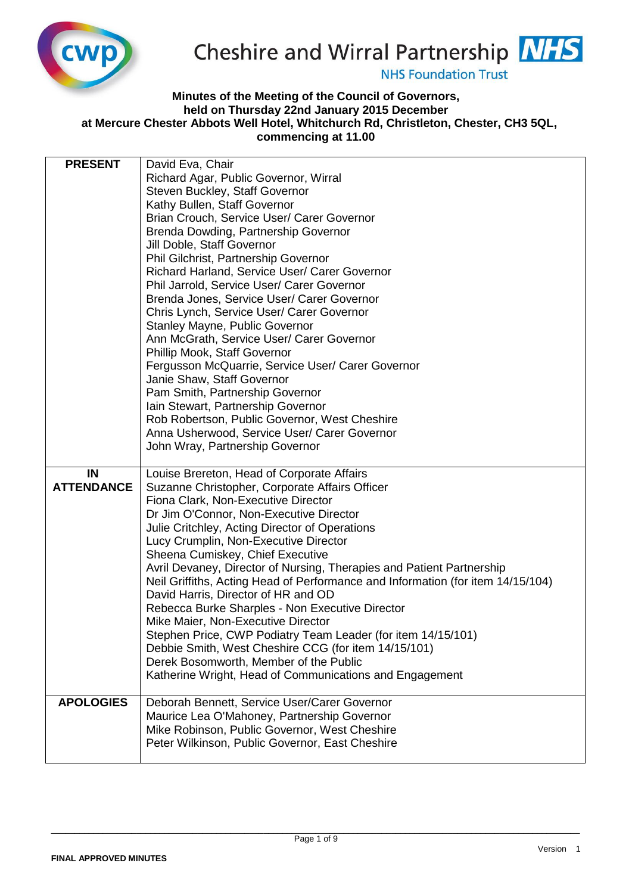Cheshire and Wirral Partnership NHS Foundation Trust

# Minutes of the Meeting of the Council of Governors, held on Thursday 22nd January 2015 December at Mercure Chester Abbots Well Hotel, Whitchurch Rd, Christleton, Chester, CH3 5QL, commencing at 11.00

| | |
|---|---|
| **PRESENT** | David Eva, Chair<br>Richard Agar, Public Governor, Wirral<br>Steven Buckley, Staff Governor<br>Kathy Bullen, Staff Governor<br>Brian Crouch, Service User/ Carer Governor<br>Brenda Dowding, Partnership Governor<br>Jill Doble, Staff Governor<br>Phil Gilchrist, Partnership Governor<br>Richard Harland, Service User/ Carer Governor<br>Phil Jarrold, Service User/ Carer Governor<br>Brenda Jones, Service User/ Carer Governor<br>Chris Lynch, Service User/ Carer Governor<br>Stanley Mayne, Public Governor<br>Ann McGrath, Service User/ Carer Governor<br>Phillip Mook, Staff Governor<br>Fergusson McQuarrie, Service User/ Carer Governor<br>Janie Shaw, Staff Governor<br>Pam Smith, Partnership Governor<br>Iain Stewart, Partnership Governor<br>Rob Robertson, Public Governor, West Cheshire<br>Anna Usherwood, Service User/ Carer Governor<br>John Wray, Partnership Governor |
| **IN ATTENDANCE** | Louise Brereton, Head of Corporate Affairs<br>Suzanne Christopher, Corporate Affairs Officer<br>Fiona Clark, Non-Executive Director<br>Dr Jim O'Connor, Non-Executive Director<br>Julie Critchley, Acting Director of Operations<br>Lucy Crumplin, Non-Executive Director<br>Sheena Cumiskey, Chief Executive<br>Avril Devaney, Director of Nursing, Therapies and Patient Partnership<br>Neil Griffiths, Acting Head of Performance and Information (for item 14/15/104)<br>David Harris, Director of HR and OD<br>Rebecca Burke Sharples - Non Executive Director<br>Mike Maier, Non-Executive Director<br>Stephen Price, CWP Podiatry Team Leader (for item 14/15/101)<br>Debbie Smith, West Cheshire CCG (for item 14/15/101)<br>Derek Bosomworth, Member of the Public<br>Katherine Wright, Head of Communications and Engagement |
| **APOLOGIES** | Deborah Bennett, Service User/Carer Governor<br>Maurice Lea O'Mahoney, Partnership Governor<br>Mike Robinson, Public Governor, West Cheshire<br>Peter Wilkinson, Public Governor, East Cheshire |

FINAL APPROVED MINUTES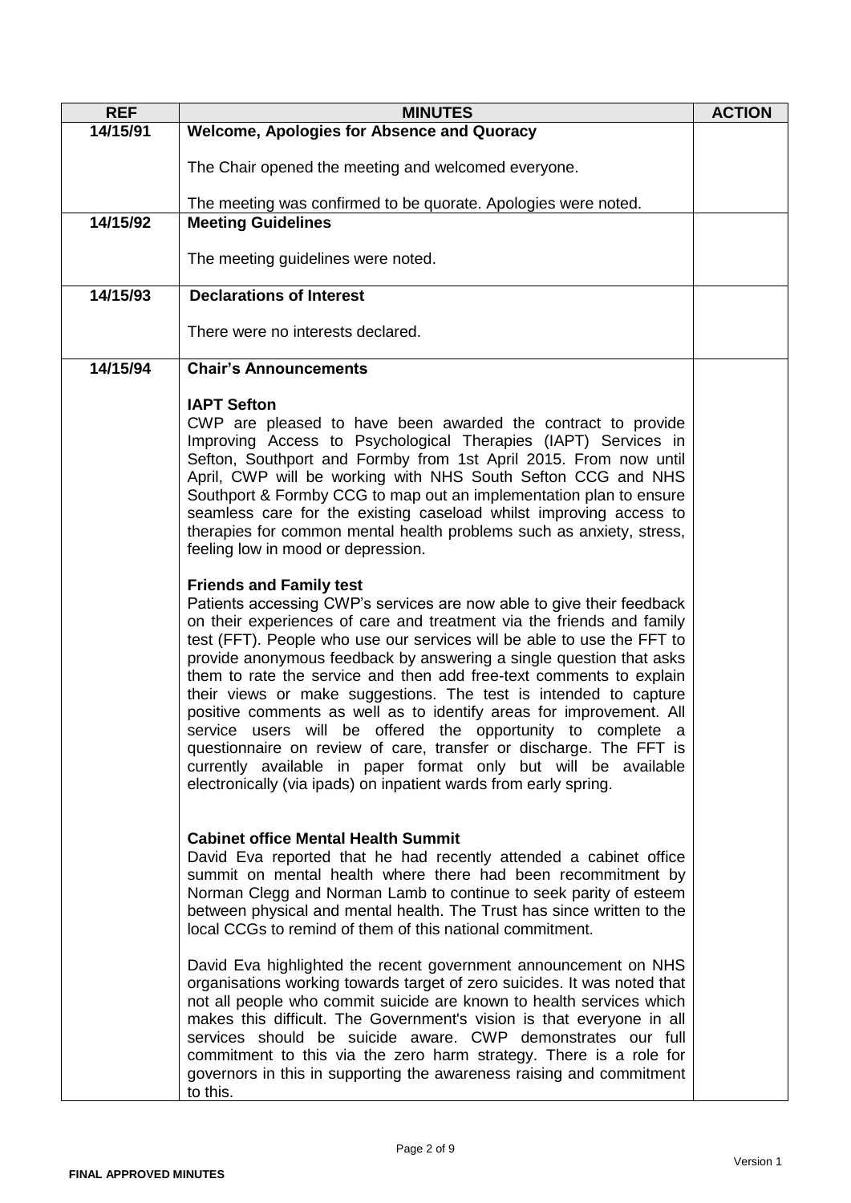| REF | MINUTES | ACTION |
|---|---|---|
| 14/15/91 | **Welcome, Apologies for Absence and Quoracy**<br><br>The Chair opened the meeting and welcomed everyone.<br><br>The meeting was confirmed to be quorate. Apologies were noted. | |
| 14/15/92 | **Meeting Guidelines**<br><br>The meeting guidelines were noted. | |
| 14/15/93 | **Declarations of Interest**<br><br>There were no interests declared. | |
| 14/15/94 | **Chair's Announcements**<br><br>**IAPT Sefton**<br>CWP are pleased to have been awarded the contract to provide Improving Access to Psychological Therapies (IAPT) Services in Sefton, Southport and Formby from 1st April 2015. From now until April, CWP will be working with NHS South Sefton CCG and NHS Southport & Formby CCG to map out an implementation plan to ensure seamless care for the existing caseload whilst improving access to therapies for common mental health problems such as anxiety, stress, feeling low in mood or depression.<br><br>**Friends and Family test**<br>Patients accessing CWP's services are now able to give their feedback on their experiences of care and treatment via the friends and family test (FFT). People who use our services will be able to use the FFT to provide anonymous feedback by answering a single question that asks them to rate the service and then add free-text comments to explain their views or make suggestions. The test is intended to capture positive comments as well as to identify areas for improvement. All service users will be offered the opportunity to complete a questionnaire on review of care, transfer or discharge. The FFT is currently available in paper format only but will be available electronically (via ipads) on inpatient wards from early spring.<br><br>**Cabinet office Mental Health Summit**<br>David Eva reported that he had recently attended a cabinet office summit on mental health where there had been recommitment by Norman Clegg and Norman Lamb to continue to seek parity of esteem between physical and mental health. The Trust has since written to the local CCGs to remind of them of this national commitment.<br><br>David Eva highlighted the recent government announcement on NHS organisations working towards target of zero suicides. It was noted that not all people who commit suicide are known to health services which makes this difficult. The Government's vision is that everyone in all services should be suicide aware. CWP demonstrates our full commitment to this via the zero harm strategy. There is a role for governors in this in supporting the awareness raising and commitment to this. | |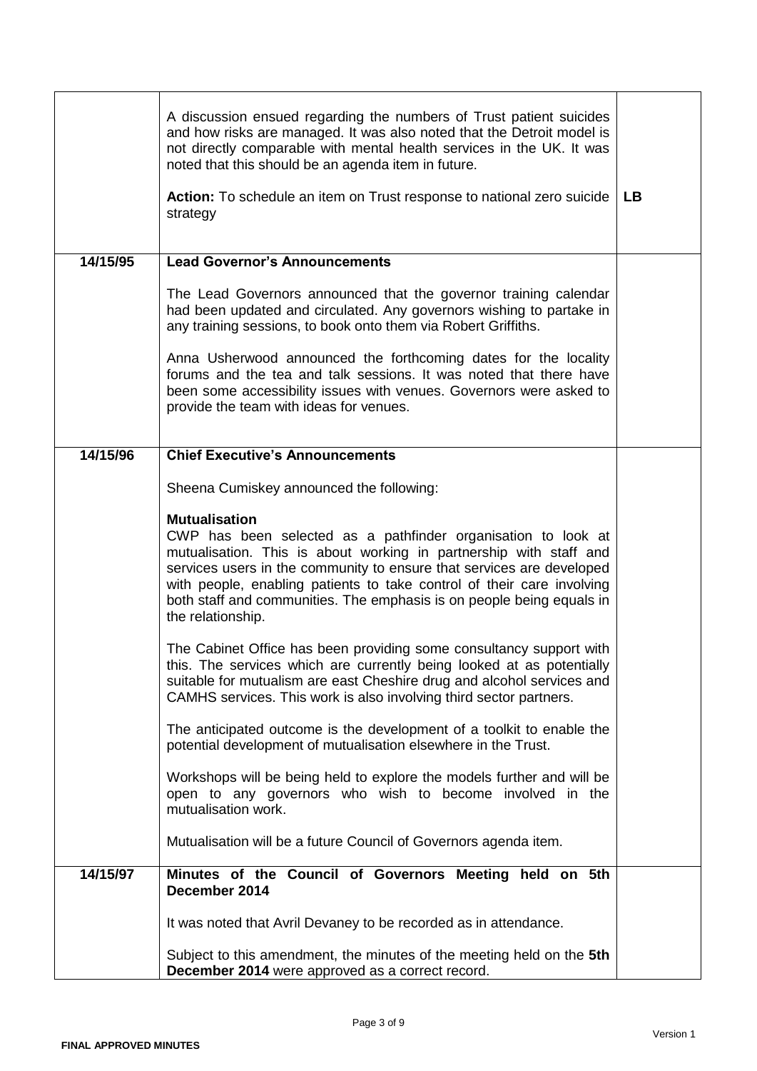| | | |
|---|---|---|
| | A discussion ensued regarding the numbers of Trust patient suicides and how risks are managed. It was also noted that the Detroit model is not directly comparable with mental health services in the UK. It was noted that this should be an agenda item in future.<br><br>**Action:** To schedule an item on Trust response to national zero suicide strategy | **LB** |
| **14/15/95** | **Lead Governor's Announcements**<br><br>The Lead Governors announced that the governor training calendar had been updated and circulated. Any governors wishing to partake in any training sessions, to book onto them via Robert Griffiths.<br><br>Anna Usherwood announced the forthcoming dates for the locality forums and the tea and talk sessions. It was noted that there have been some accessibility issues with venues. Governors were asked to provide the team with ideas for venues. | |
| **14/15/96** | **Chief Executive's Announcements**<br><br>Sheena Cumiskey announced the following:<br><br>**Mutualisation**<br>CWP has been selected as a pathfinder organisation to look at mutualisation. This is about working in partnership with staff and services users in the community to ensure that services are developed with people, enabling patients to take control of their care involving both staff and communities. The emphasis is on people being equals in the relationship.<br><br>The Cabinet Office has been providing some consultancy support with this. The services which are currently being looked at as potentially suitable for mutualism are east Cheshire drug and alcohol services and CAMHS services. This work is also involving third sector partners.<br><br>The anticipated outcome is the development of a toolkit to enable the potential development of mutualisation elsewhere in the Trust.<br><br>Workshops will be being held to explore the models further and will be open to any governors who wish to become involved in the mutualisation work.<br><br>Mutualisation will be a future Council of Governors agenda item. | |
| **14/15/97** | **Minutes of the Council of Governors Meeting held on 5th December 2014**<br><br>It was noted that Avril Devaney to be recorded as in attendance.<br><br>Subject to this amendment, the minutes of the meeting held on the **5th December 2014** were approved as a correct record. | |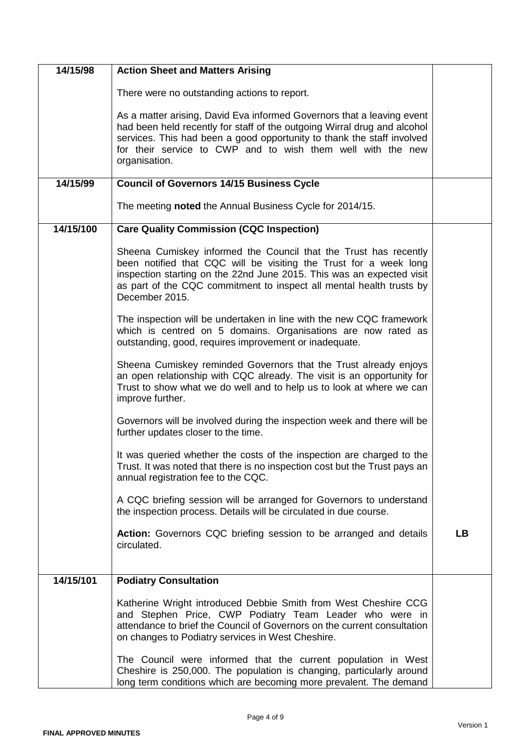| | | |
|---|---|---|
| 14/15/98 | **Action Sheet and Matters Arising**<br><br>There were no outstanding actions to report.<br><br>As a matter arising, David Eva informed Governors that a leaving event had been held recently for staff of the outgoing Wirral drug and alcohol services. This had been a good opportunity to thank the staff involved for their service to CWP and to wish them well with the new organisation. | |
| 14/15/99 | **Council of Governors 14/15 Business Cycle**<br><br>The meeting **noted** the Annual Business Cycle for 2014/15. | |
| 14/15/100 | **Care Quality Commission (CQC Inspection)**<br><br>Sheena Cumiskey informed the Council that the Trust has recently been notified that CQC will be visiting the Trust for a week long inspection starting on the 22nd June 2015. This was an expected visit as part of the CQC commitment to inspect all mental health trusts by December 2015.<br><br>The inspection will be undertaken in line with the new CQC framework which is centred on 5 domains. Organisations are now rated as outstanding, good, requires improvement or inadequate.<br><br>Sheena Cumiskey reminded Governors that the Trust already enjoys an open relationship with CQC already. The visit is an opportunity for Trust to show what we do well and to help us to look at where we can improve further.<br><br>Governors will be involved during the inspection week and there will be further updates closer to the time.<br><br>It was queried whether the costs of the inspection are charged to the Trust. It was noted that there is no inspection cost but the Trust pays an annual registration fee to the CQC.<br><br>A CQC briefing session will be arranged for Governors to understand the inspection process. Details will be circulated in due course.<br><br>**Action:** Governors CQC briefing session to be arranged and details circulated. | **LB** |
| 14/15/101 | **Podiatry Consultation**<br><br>Katherine Wright introduced Debbie Smith from West Cheshire CCG and Stephen Price, CWP Podiatry Team Leader who were in attendance to brief the Council of Governors on the current consultation on changes to Podiatry services in West Cheshire.<br><br>The Council were informed that the current population in West Cheshire is 250,000. The population is changing, particularly around long term conditions which are becoming more prevalent. The demand | |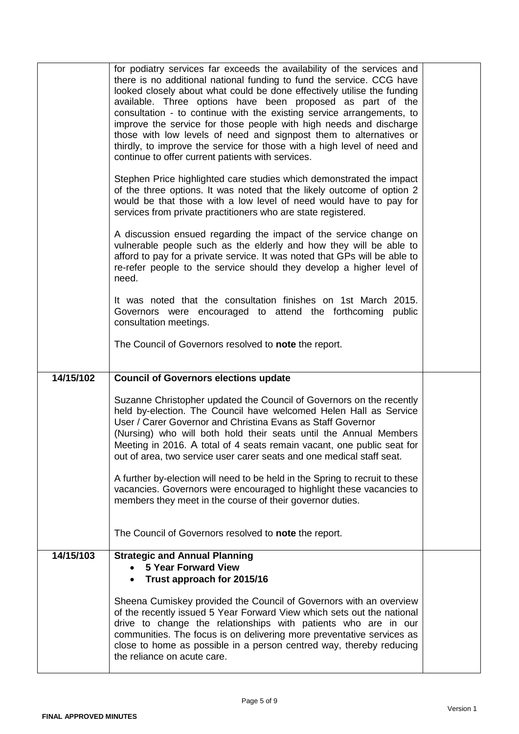| | | |
|---|---|---|
| | for podiatry services far exceeds the availability of the services and there is no additional national funding to fund the service. CCG have looked closely about what could be done effectively utilise the funding available. Three options have been proposed as part of the consultation - to continue with the existing service arrangements, to improve the service for those people with high needs and discharge those with low levels of need and signpost them to alternatives or thirdly, to improve the service for those with a high level of need and continue to offer current patients with services.<br><br>Stephen Price highlighted care studies which demonstrated the impact of the three options. It was noted that the likely outcome of option 2 would be that those with a low level of need would have to pay for services from private practitioners who are state registered.<br><br>A discussion ensued regarding the impact of the service change on vulnerable people such as the elderly and how they will be able to afford to pay for a private service. It was noted that GPs will be able to re-refer people to the service should they develop a higher level of need.<br><br>It was noted that the consultation finishes on 1st March 2015. Governors were encouraged to attend the forthcoming public consultation meetings.<br><br>The Council of Governors resolved to **note** the report. | |
| **14/15/102** | **Council of Governors elections update**<br><br>Suzanne Christopher updated the Council of Governors on the recently held by-election. The Council have welcomed Helen Hall as Service User / Carer Governor and Christina Evans as Staff Governor (Nursing) who will both hold their seats until the Annual Members Meeting in 2016. A total of 4 seats remain vacant, one public seat for out of area, two service user carer seats and one medical staff seat.<br><br>A further by-election will need to be held in the Spring to recruit to these vacancies. Governors were encouraged to highlight these vacancies to members they meet in the course of their governor duties.<br><br>The Council of Governors resolved to **note** the report. | |
| **14/15/103** | **Strategic and Annual Planning**<br>• **5 Year Forward View**<br>• **Trust approach for 2015/16**<br><br>Sheena Cumiskey provided the Council of Governors with an overview of the recently issued 5 Year Forward View which sets out the national drive to change the relationships with patients who are in our communities. The focus is on delivering more preventative services as close to home as possible in a person centred way, thereby reducing the reliance on acute care. | |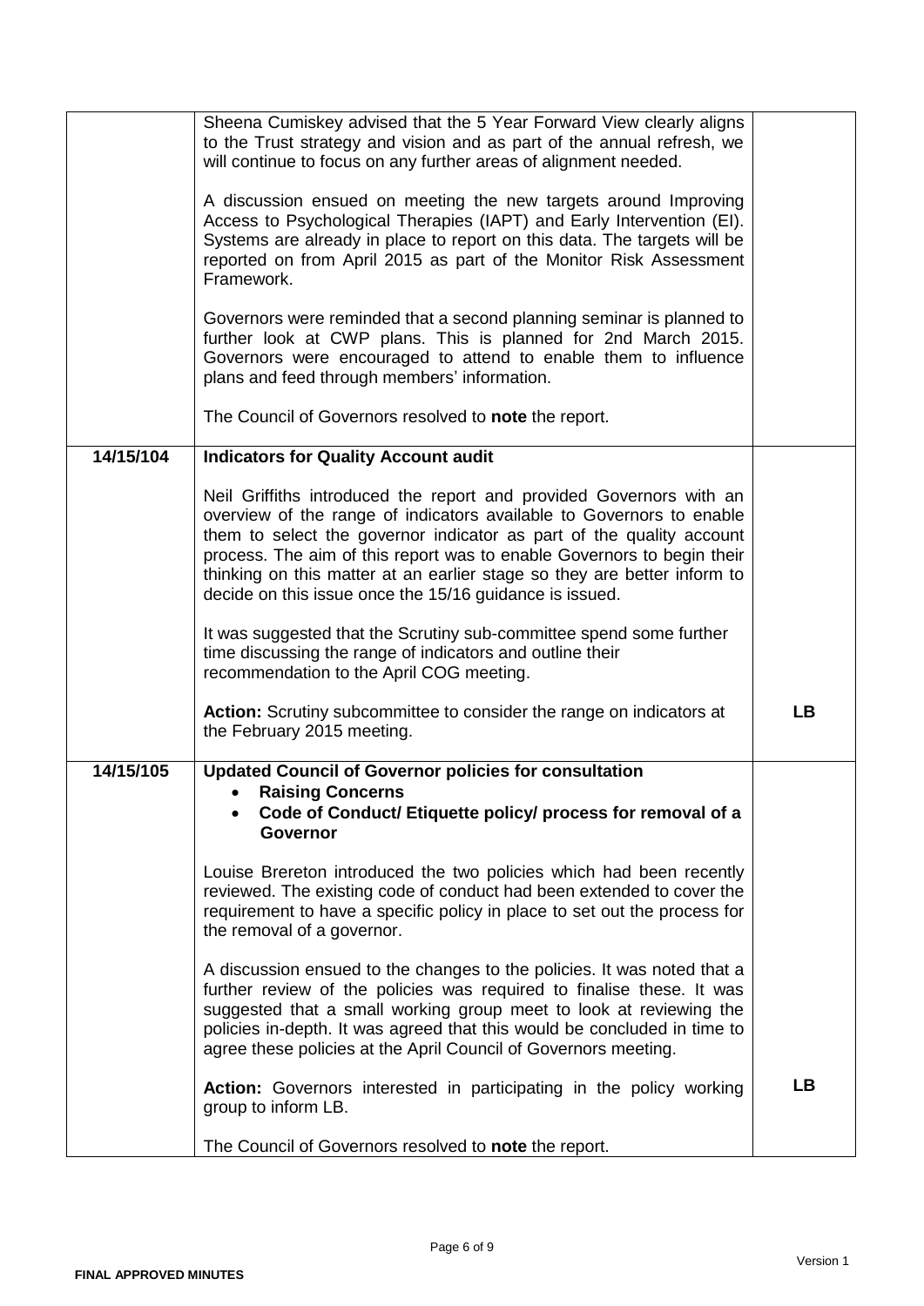| | | |
|---|---|---|
| | Sheena Cumiskey advised that the 5 Year Forward View clearly aligns to the Trust strategy and vision and as part of the annual refresh, we will continue to focus on any further areas of alignment needed.<br><br>A discussion ensued on meeting the new targets around Improving Access to Psychological Therapies (IAPT) and Early Intervention (EI). Systems are already in place to report on this data. The targets will be reported on from April 2015 as part of the Monitor Risk Assessment Framework.<br><br>Governors were reminded that a second planning seminar is planned to further look at CWP plans. This is planned for 2nd March 2015. Governors were encouraged to attend to enable them to influence plans and feed through members' information.<br><br>The Council of Governors resolved to **note** the report. | |
| **14/15/104** | **Indicators for Quality Account audit**<br><br>Neil Griffiths introduced the report and provided Governors with an overview of the range of indicators available to Governors to enable them to select the governor indicator as part of the quality account process. The aim of this report was to enable Governors to begin their thinking on this matter at an earlier stage so they are better inform to decide on this issue once the 15/16 guidance is issued.<br><br>It was suggested that the Scrutiny sub-committee spend some further time discussing the range of indicators and outline their recommendation to the April COG meeting.<br><br>**Action:** Scrutiny subcommittee to consider the range on indicators at the February 2015 meeting. | **LB** |
| **14/15/105** | **Updated Council of Governor policies for consultation**<br>• **Raising Concerns**<br>• **Code of Conduct/ Etiquette policy/ process for removal of a Governor**<br><br>Louise Brereton introduced the two policies which had been recently reviewed. The existing code of conduct had been extended to cover the requirement to have a specific policy in place to set out the process for the removal of a governor.<br><br>A discussion ensued to the changes to the policies. It was noted that a further review of the policies was required to finalise these. It was suggested that a small working group meet to look at reviewing the policies in-depth. It was agreed that this would be concluded in time to agree these policies at the April Council of Governors meeting.<br><br>**Action:** Governors interested in participating in the policy working group to inform LB.<br><br>The Council of Governors resolved to **note** the report. | **LB** |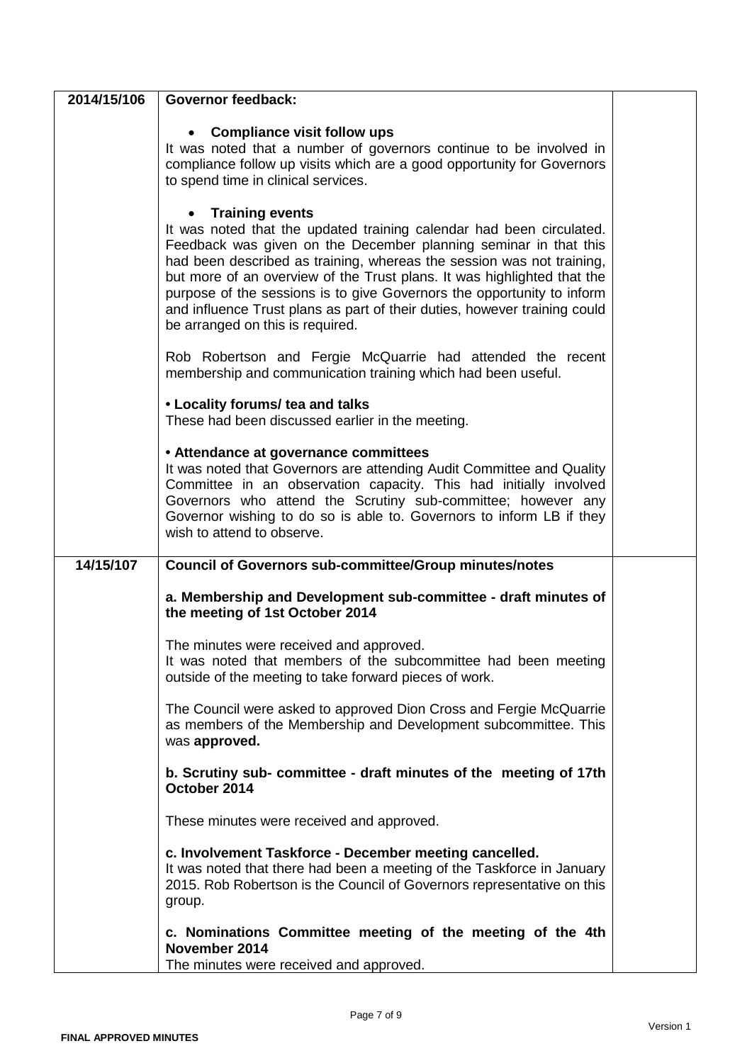| | | |
|---|---|---|
| 2014/15/106 | **Governor feedback:**<br><br>• **Compliance visit follow ups**<br>It was noted that a number of governors continue to be involved in compliance follow up visits which are a good opportunity for Governors to spend time in clinical services.<br><br>• **Training events**<br>It was noted that the updated training calendar had been circulated. Feedback was given on the December planning seminar in that this had been described as training, whereas the session was not training, but more of an overview of the Trust plans. It was highlighted that the purpose of the sessions is to give Governors the opportunity to inform and influence Trust plans as part of their duties, however training could be arranged on this is required.<br><br>Rob Robertson and Fergie McQuarrie had attended the recent membership and communication training which had been useful.<br><br>**• Locality forums/ tea and talks**<br>These had been discussed earlier in the meeting.<br><br>**• Attendance at governance committees**<br>It was noted that Governors are attending Audit Committee and Quality Committee in an observation capacity. This had initially involved Governors who attend the Scrutiny sub-committee; however any Governor wishing to do so is able to. Governors to inform LB if they wish to attend to observe. | |
| 14/15/107 | **Council of Governors sub-committee/Group minutes/notes**<br><br>**a. Membership and Development sub-committee - draft minutes of the meeting of 1st October 2014**<br><br>The minutes were received and approved.<br>It was noted that members of the subcommittee had been meeting outside of the meeting to take forward pieces of work.<br><br>The Council were asked to approved Dion Cross and Fergie McQuarrie as members of the Membership and Development subcommittee. This was **approved.**<br><br>**b. Scrutiny sub- committee - draft minutes of the meeting of 17th October 2014**<br><br>These minutes were received and approved.<br><br>**c. Involvement Taskforce - December meeting cancelled.**<br>It was noted that there had been a meeting of the Taskforce in January 2015. Rob Robertson is the Council of Governors representative on this group.<br><br>**c. Nominations Committee meeting of the meeting of the 4th November 2014**<br>The minutes were received and approved. | |

FINAL APPROVED MINUTES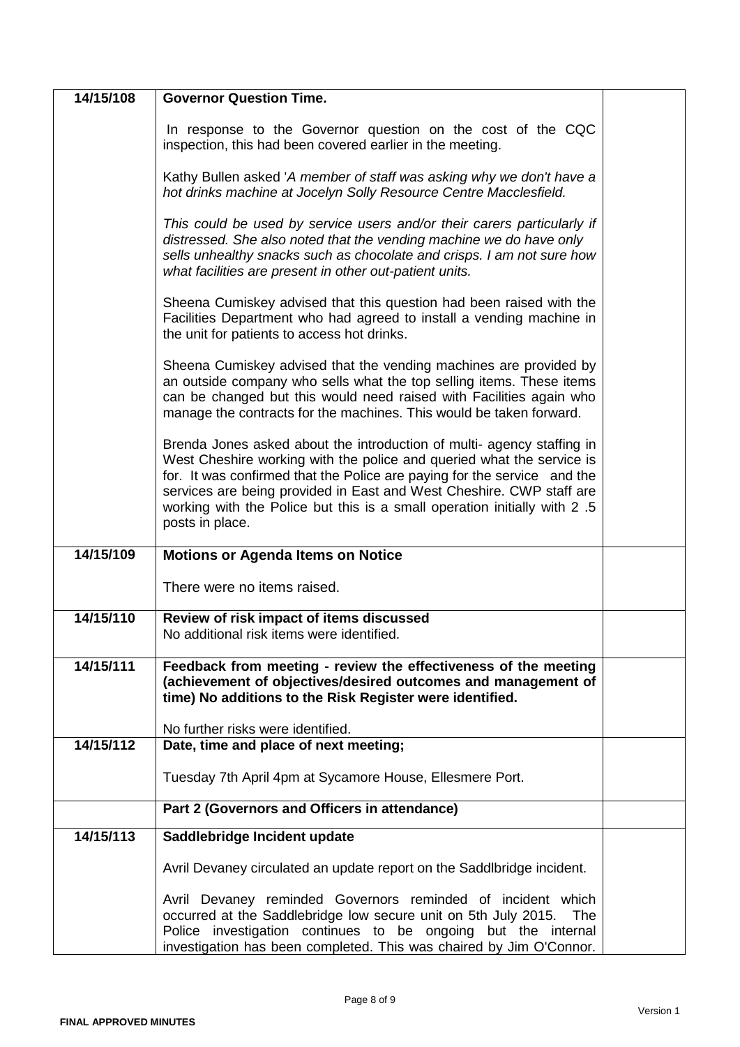| | | |
|---|---|---|
| 14/15/108 | **Governor Question Time.**<br><br>In response to the Governor question on the cost of the CQC inspection, this had been covered earlier in the meeting.<br><br>Kathy Bullen asked '*A member of staff was asking why we don't have a hot drinks machine at Jocelyn Solly Resource Centre Macclesfield.*<br><br>*This could be used by service users and/or their carers particularly if distressed. She also noted that the vending machine we do have only sells unhealthy snacks such as chocolate and crisps. I am not sure how what facilities are present in other out-patient units.*<br><br>Sheena Cumiskey advised that this question had been raised with the Facilities Department who had agreed to install a vending machine in the unit for patients to access hot drinks.<br><br>Sheena Cumiskey advised that the vending machines are provided by an outside company who sells what the top selling items. These items can be changed but this would need raised with Facilities again who manage the contracts for the machines. This would be taken forward.<br><br>Brenda Jones asked about the introduction of multi- agency staffing in West Cheshire working with the police and queried what the service is for. It was confirmed that the Police are paying for the service and the services are being provided in East and West Cheshire. CWP staff are working with the Police but this is a small operation initially with 2 .5 posts in place. | |
| 14/15/109 | **Motions or Agenda Items on Notice**<br><br>There were no items raised. | |
| 14/15/110 | **Review of risk impact of items discussed**<br>No additional risk items were identified. | |
| 14/15/111 | **Feedback from meeting - review the effectiveness of the meeting (achievement of objectives/desired outcomes and management of time) No additions to the Risk Register were identified.**<br><br>No further risks were identified. | |
| 14/15/112 | **Date, time and place of next meeting;**<br><br>Tuesday 7th April 4pm at Sycamore House, Ellesmere Port. | |
| | **Part 2 (Governors and Officers in attendance)** | |
| 14/15/113 | **Saddlebridge Incident update**<br><br>Avril Devaney circulated an update report on the Saddlbridge incident.<br><br>Avril Devaney reminded Governors reminded of incident which occurred at the Saddlebridge low secure unit on 5th July 2015. The Police investigation continues to be ongoing but the internal investigation has been completed. This was chaired by Jim O'Connor. | |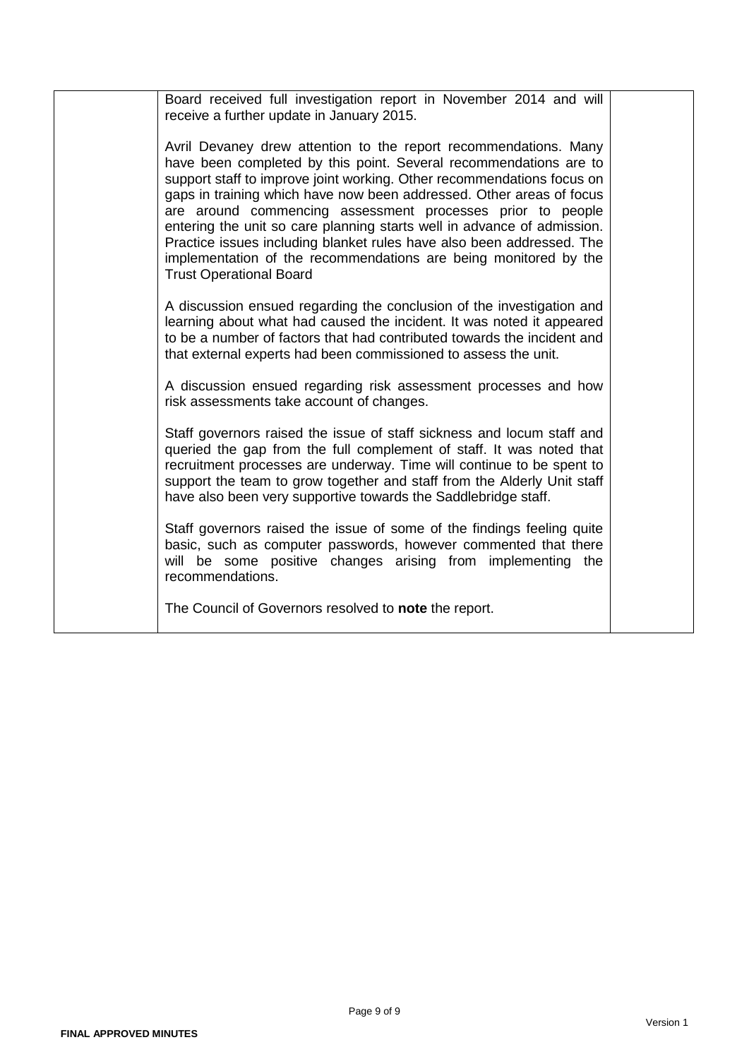| | | |
|---|---|---|
| | Board received full investigation report in November 2014 and will receive a further update in January 2015.<br><br>Avril Devaney drew attention to the report recommendations. Many have been completed by this point. Several recommendations are to support staff to improve joint working. Other recommendations focus on gaps in training which have now been addressed. Other areas of focus are around commencing assessment processes prior to people entering the unit so care planning starts well in advance of admission. Practice issues including blanket rules have also been addressed. The implementation of the recommendations are being monitored by the Trust Operational Board<br><br>A discussion ensued regarding the conclusion of the investigation and learning about what had caused the incident. It was noted it appeared to be a number of factors that had contributed towards the incident and that external experts had been commissioned to assess the unit.<br><br>A discussion ensued regarding risk assessment processes and how risk assessments take account of changes.<br><br>Staff governors raised the issue of staff sickness and locum staff and queried the gap from the full complement of staff. It was noted that recruitment processes are underway. Time will continue to be spent to support the team to grow together and staff from the Alderly Unit staff have also been very supportive towards the Saddlebridge staff.<br><br>Staff governors raised the issue of some of the findings feeling quite basic, such as computer passwords, however commented that there will be some positive changes arising from implementing the recommendations.<br><br>The Council of Governors resolved to **note** the report. | |

FINAL APPROVED MINUTES

Version 1